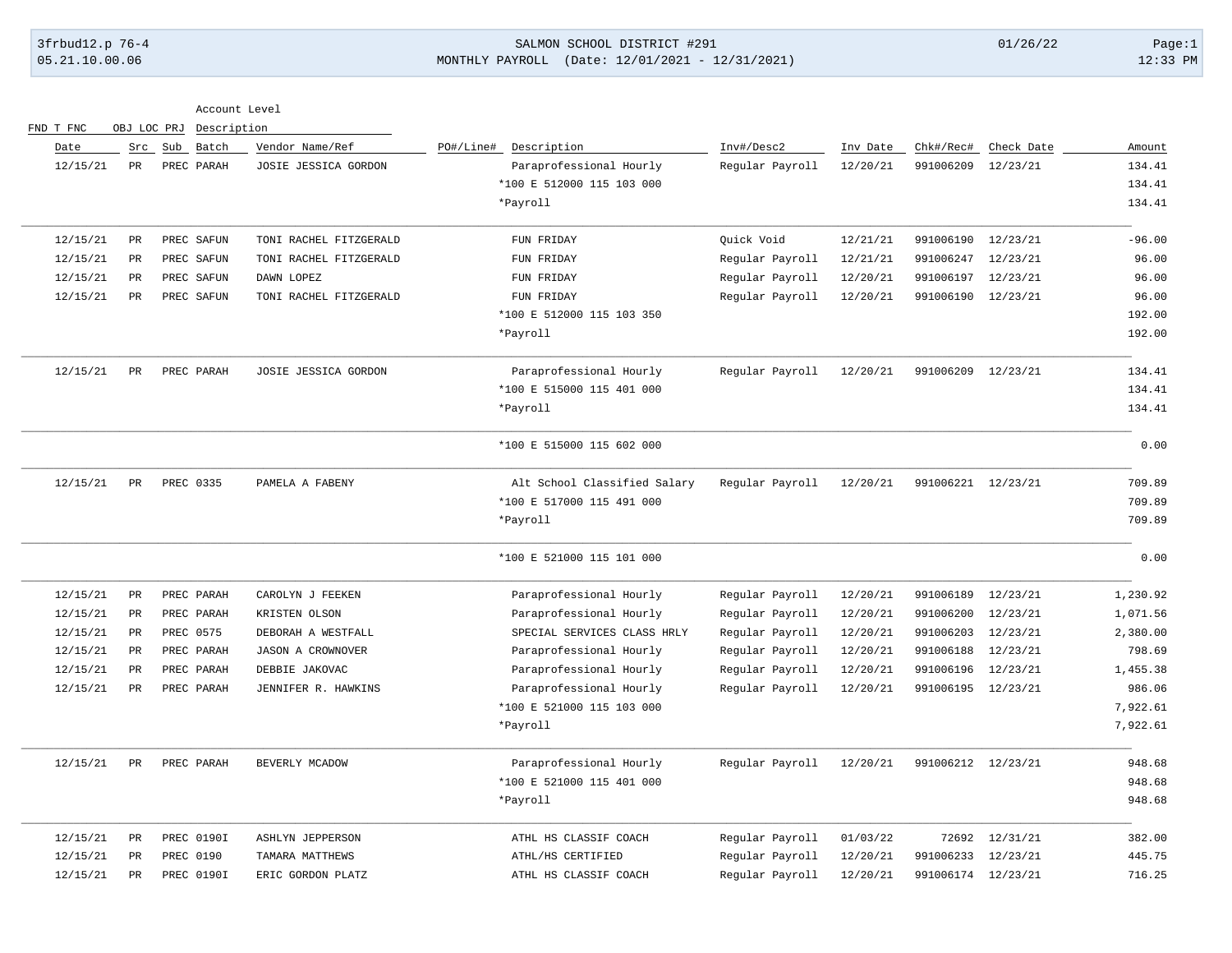SALMON SCHOOL DISTRICT #291

MONTHLY PAYROLL (Date: 12/01/2021 - 12/31/2021)

| Date | Src | Sub | Batch | Vendor Name/Ref | PO#/Line# | Description | Inv#/Desc2 | Inv Date | Chk#/Rec# | Check Date | Amount |
|---|---|---|---|---|---|---|---|---|---|---|---|
| 12/15/21 | PR | PREC | PARAH | JOSIE JESSICA GORDON | | Paraprofessional Hourly | Regular Payroll | 12/20/21 | 991006209 | 12/23/21 | 134.41 |
| | | | | | | *100 E 512000 115 103 000 | | | | | 134.41 |
| | | | | | | *Payroll | | | | | 134.41 |
| 12/15/21 | PR | PREC | SAFUN | TONI RACHEL FITZGERALD | | FUN FRIDAY | Quick Void | 12/21/21 | 991006190 | 12/23/21 | -96.00 |
| 12/15/21 | PR | PREC | SAFUN | TONI RACHEL FITZGERALD | | FUN FRIDAY | Regular Payroll | 12/21/21 | 991006247 | 12/23/21 | 96.00 |
| 12/15/21 | PR | PREC | SAFUN | DAWN LOPEZ | | FUN FRIDAY | Regular Payroll | 12/20/21 | 991006197 | 12/23/21 | 96.00 |
| 12/15/21 | PR | PREC | SAFUN | TONI RACHEL FITZGERALD | | FUN FRIDAY | Regular Payroll | 12/20/21 | 991006190 | 12/23/21 | 96.00 |
| | | | | | | *100 E 512000 115 103 350 | | | | | 192.00 |
| | | | | | | *Payroll | | | | | 192.00 |
| 12/15/21 | PR | PREC | PARAH | JOSIE JESSICA GORDON | | Paraprofessional Hourly | Regular Payroll | 12/20/21 | 991006209 | 12/23/21 | 134.41 |
| | | | | | | *100 E 515000 115 401 000 | | | | | 134.41 |
| | | | | | | *Payroll | | | | | 134.41 |
| | | | | | | *100 E 515000 115 602 000 | | | | | 0.00 |
| 12/15/21 | PR | PREC | 0335 | PAMELA A FABENY | | Alt School Classified Salary | Regular Payroll | 12/20/21 | 991006221 | 12/23/21 | 709.89 |
| | | | | | | *100 E 517000 115 491 000 | | | | | 709.89 |
| | | | | | | *Payroll | | | | | 709.89 |
| | | | | | | *100 E 521000 115 101 000 | | | | | 0.00 |
| 12/15/21 | PR | PREC | PARAH | CAROLYN J FEEKEN | | Paraprofessional Hourly | Regular Payroll | 12/20/21 | 991006189 | 12/23/21 | 1,230.92 |
| 12/15/21 | PR | PREC | PARAH | KRISTEN OLSON | | Paraprofessional Hourly | Regular Payroll | 12/20/21 | 991006200 | 12/23/21 | 1,071.56 |
| 12/15/21 | PR | PREC | 0575 | DEBORAH A WESTFALL | | SPECIAL SERVICES CLASS HRLY | Regular Payroll | 12/20/21 | 991006203 | 12/23/21 | 2,380.00 |
| 12/15/21 | PR | PREC | PARAH | JASON A CROWNOVER | | Paraprofessional Hourly | Regular Payroll | 12/20/21 | 991006188 | 12/23/21 | 798.69 |
| 12/15/21 | PR | PREC | PARAH | DEBBIE JAKOVAC | | Paraprofessional Hourly | Regular Payroll | 12/20/21 | 991006196 | 12/23/21 | 1,455.38 |
| 12/15/21 | PR | PREC | PARAH | JENNIFER R. HAWKINS | | Paraprofessional Hourly | Regular Payroll | 12/20/21 | 991006195 | 12/23/21 | 986.06 |
| | | | | | | *100 E 521000 115 103 000 | | | | | 7,922.61 |
| | | | | | | *Payroll | | | | | 7,922.61 |
| 12/15/21 | PR | PREC | PARAH | BEVERLY MCADOW | | Paraprofessional Hourly | Regular Payroll | 12/20/21 | 991006212 | 12/23/21 | 948.68 |
| | | | | | | *100 E 521000 115 401 000 | | | | | 948.68 |
| | | | | | | *Payroll | | | | | 948.68 |
| 12/15/21 | PR | PREC | 0190I | ASHLYN JEPPERSON | | ATHL HS CLASSIF COACH | Regular Payroll | 01/03/22 | 72692 | 12/31/21 | 382.00 |
| 12/15/21 | PR | PREC | 0190 | TAMARA MATTHEWS | | ATHL/HS CERTIFIED | Regular Payroll | 12/20/21 | 991006233 | 12/23/21 | 445.75 |
| 12/15/21 | PR | PREC | 0190I | ERIC GORDON PLATZ | | ATHL HS CLASSIF COACH | Regular Payroll | 12/20/21 | 991006174 | 12/23/21 | 716.25 |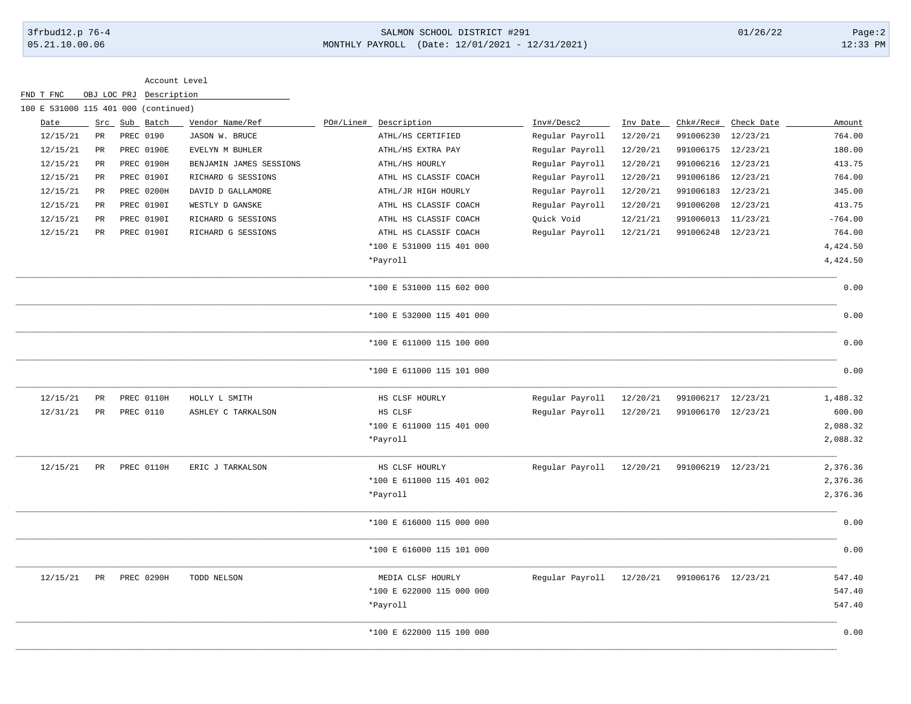| Account Level | |
|---|---|
| FND T FNC OBJ LOC PRJ | Description |

100 E 531000 115 401 000 (continued)

| Date | Src | Sub | Batch | Vendor Name/Ref | PO#/Line# | Description | Inv#/Desc2 | Inv Date | Chk#/Rec# | Check Date | Amount |
|---|---|---|---|---|---|---|---|---|---|---|---|
| 12/15/21 | PR | PREC | 0190 | JASON W. BRUCE | | ATHL/HS CERTIFIED | Regular Payroll | 12/20/21 | 991006230 | 12/23/21 | 764.00 |
| 12/15/21 | PR | PREC | 0190E | EVELYN M BUHLER | | ATHL/HS EXTRA PAY | Regular Payroll | 12/20/21 | 991006175 | 12/23/21 | 180.00 |
| 12/15/21 | PR | PREC | 0190H | BENJAMIN JAMES SESSIONS | | ATHL/HS HOURLY | Regular Payroll | 12/20/21 | 991006216 | 12/23/21 | 413.75 |
| 12/15/21 | PR | PREC | 0190I | RICHARD G SESSIONS | | ATHL HS CLASSIF COACH | Regular Payroll | 12/20/21 | 991006186 | 12/23/21 | 764.00 |
| 12/15/21 | PR | PREC | 0200H | DAVID D GALLAMORE | | ATHL/JR HIGH HOURLY | Regular Payroll | 12/20/21 | 991006183 | 12/23/21 | 345.00 |
| 12/15/21 | PR | PREC | 0190I | WESTLY D GANSKE | | ATHL HS CLASSIF COACH | Regular Payroll | 12/20/21 | 991006208 | 12/23/21 | 413.75 |
| 12/15/21 | PR | PREC | 0190I | RICHARD G SESSIONS | | ATHL HS CLASSIF COACH | Quick Void | 12/21/21 | 991006013 | 11/23/21 | -764.00 |
| 12/15/21 | PR | PREC | 0190I | RICHARD G SESSIONS | | ATHL HS CLASSIF COACH | Regular Payroll | 12/21/21 | 991006248 | 12/23/21 | 764.00 |
| | | | | | | *100 E 531000 115 401 000 | | | | | 4,424.50 |
| | | | | | | *Payroll | | | | | 4,424.50 |
| | | | | | | *100 E 531000 115 602 000 | | | | | 0.00 |
| | | | | | | *100 E 532000 115 401 000 | | | | | 0.00 |
| | | | | | | *100 E 611000 115 100 000 | | | | | 0.00 |
| | | | | | | *100 E 611000 115 101 000 | | | | | 0.00 |
| 12/15/21 | PR | PREC | 0110H | HOLLY L SMITH | | HS CLSF HOURLY | Regular Payroll | 12/20/21 | 991006217 | 12/23/21 | 1,488.32 |
| 12/31/21 | PR | PREC | 0110 | ASHLEY C TARKALSON | | HS CLSF | Regular Payroll | 12/20/21 | 991006170 | 12/23/21 | 600.00 |
| | | | | | | *100 E 611000 115 401 000 | | | | | 2,088.32 |
| | | | | | | *Payroll | | | | | 2,088.32 |
| 12/15/21 | PR | PREC | 0110H | ERIC J TARKALSON | | HS CLSF HOURLY | Regular Payroll | 12/20/21 | 991006219 | 12/23/21 | 2,376.36 |
| | | | | | | *100 E 611000 115 401 002 | | | | | 2,376.36 |
| | | | | | | *Payroll | | | | | 2,376.36 |
| | | | | | | *100 E 616000 115 000 000 | | | | | 0.00 |
| | | | | | | *100 E 616000 115 101 000 | | | | | 0.00 |
| 12/15/21 | PR | PREC | 0290H | TODD NELSON | | MEDIA CLSF HOURLY | Regular Payroll | 12/20/21 | 991006176 | 12/23/21 | 547.40 |
| | | | | | | *100 E 622000 115 000 000 | | | | | 547.40 |
| | | | | | | *Payroll | | | | | 547.40 |
| | | | | | | *100 E 622000 115 100 000 | | | | | 0.00 |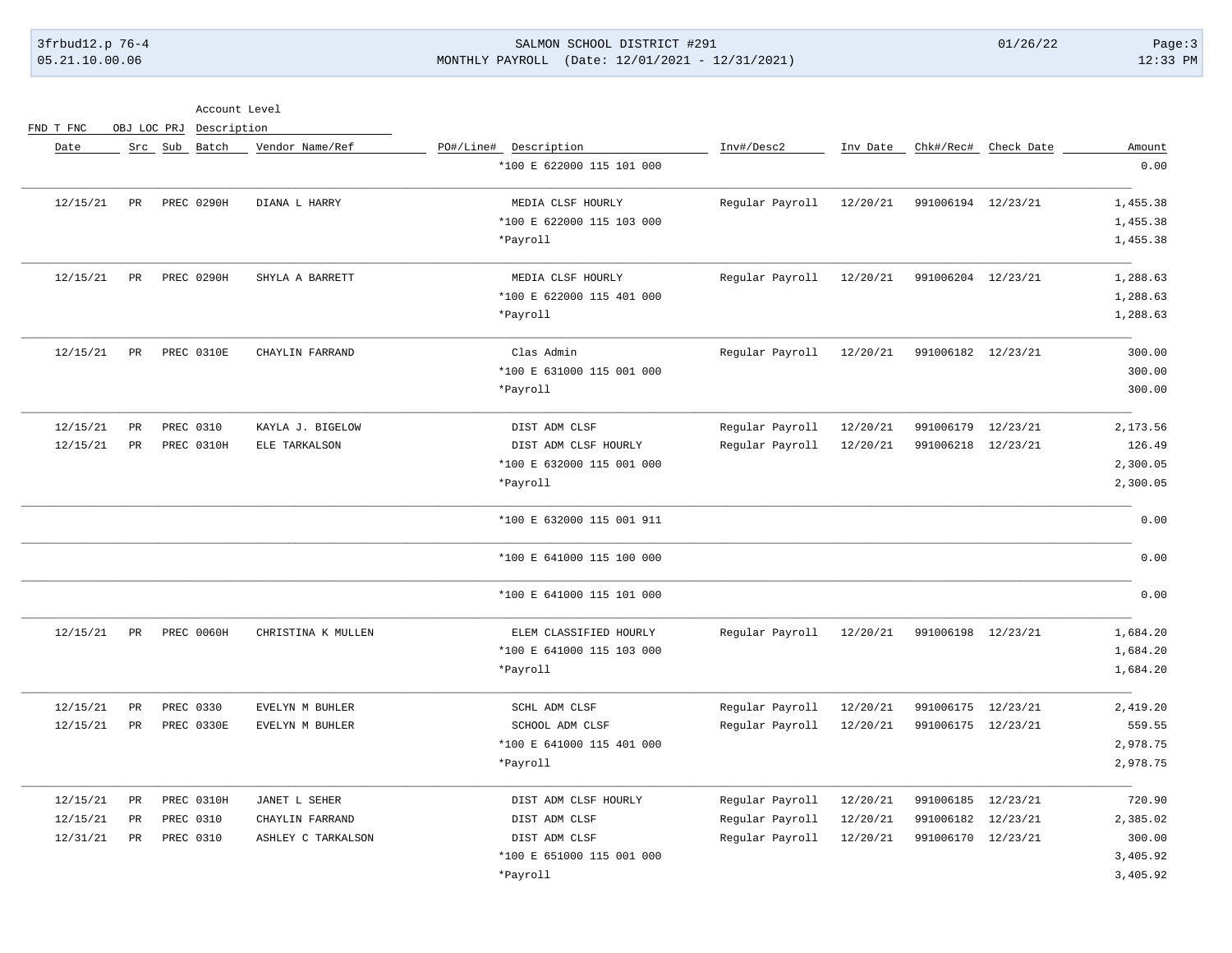| Date | Src | Sub | Batch | Vendor Name/Ref | PO#/Line# | Description | Inv#/Desc2 | Inv Date | Chk#/Rec# | Check Date | Amount |
|---|---|---|---|---|---|---|---|---|---|---|---|
| | | | | | | *100 E 622000 115 101 000 | | | | | 0.00 |
| 12/15/21 | PR | | PREC 0290H | DIANA L HARRY | | MEDIA CLSF HOURLY | Regular Payroll | 12/20/21 | 991006194 | 12/23/21 | 1,455.38 |
| | | | | | | *100 E 622000 115 103 000 | | | | | 1,455.38 |
| | | | | | | *Payroll | | | | | 1,455.38 |
| 12/15/21 | PR | | PREC 0290H | SHYLA A BARRETT | | MEDIA CLSF HOURLY | Regular Payroll | 12/20/21 | 991006204 | 12/23/21 | 1,288.63 |
| | | | | | | *100 E 622000 115 401 000 | | | | | 1,288.63 |
| | | | | | | *Payroll | | | | | 1,288.63 |
| 12/15/21 | PR | | PREC 0310E | CHAYLIN FARRAND | | Clas Admin | Regular Payroll | 12/20/21 | 991006182 | 12/23/21 | 300.00 |
| | | | | | | *100 E 631000 115 001 000 | | | | | 300.00 |
| | | | | | | *Payroll | | | | | 300.00 |
| 12/15/21 | PR | | PREC 0310 | KAYLA J. BIGELOW | | DIST ADM CLSF | Regular Payroll | 12/20/21 | 991006179 | 12/23/21 | 2,173.56 |
| 12/15/21 | PR | | PREC 0310H | ELE TARKALSON | | DIST ADM CLSF HOURLY | Regular Payroll | 12/20/21 | 991006218 | 12/23/21 | 126.49 |
| | | | | | | *100 E 632000 115 001 000 | | | | | 2,300.05 |
| | | | | | | *Payroll | | | | | 2,300.05 |
| | | | | | | *100 E 632000 115 001 911 | | | | | 0.00 |
| | | | | | | *100 E 641000 115 100 000 | | | | | 0.00 |
| | | | | | | *100 E 641000 115 101 000 | | | | | 0.00 |
| 12/15/21 | PR | | PREC 0060H | CHRISTINA K MULLEN | | ELEM CLASSIFIED HOURLY | Regular Payroll | 12/20/21 | 991006198 | 12/23/21 | 1,684.20 |
| | | | | | | *100 E 641000 115 103 000 | | | | | 1,684.20 |
| | | | | | | *Payroll | | | | | 1,684.20 |
| 12/15/21 | PR | | PREC 0330 | EVELYN M BUHLER | | SCHL ADM CLSF | Regular Payroll | 12/20/21 | 991006175 | 12/23/21 | 2,419.20 |
| 12/15/21 | PR | | PREC 0330E | EVELYN M BUHLER | | SCHOOL ADM CLSF | Regular Payroll | 12/20/21 | 991006175 | 12/23/21 | 559.55 |
| | | | | | | *100 E 641000 115 401 000 | | | | | 2,978.75 |
| | | | | | | *Payroll | | | | | 2,978.75 |
| 12/15/21 | PR | | PREC 0310H | JANET L SEHER | | DIST ADM CLSF HOURLY | Regular Payroll | 12/20/21 | 991006185 | 12/23/21 | 720.90 |
| 12/15/21 | PR | | PREC 0310 | CHAYLIN FARRAND | | DIST ADM CLSF | Regular Payroll | 12/20/21 | 991006182 | 12/23/21 | 2,385.02 |
| 12/31/21 | PR | | PREC 0310 | ASHLEY C TARKALSON | | DIST ADM CLSF | Regular Payroll | 12/20/21 | 991006170 | 12/23/21 | 300.00 |
| | | | | | | *100 E 651000 115 001 000 | | | | | 3,405.92 |
| | | | | | | *Payroll | | | | | 3,405.92 |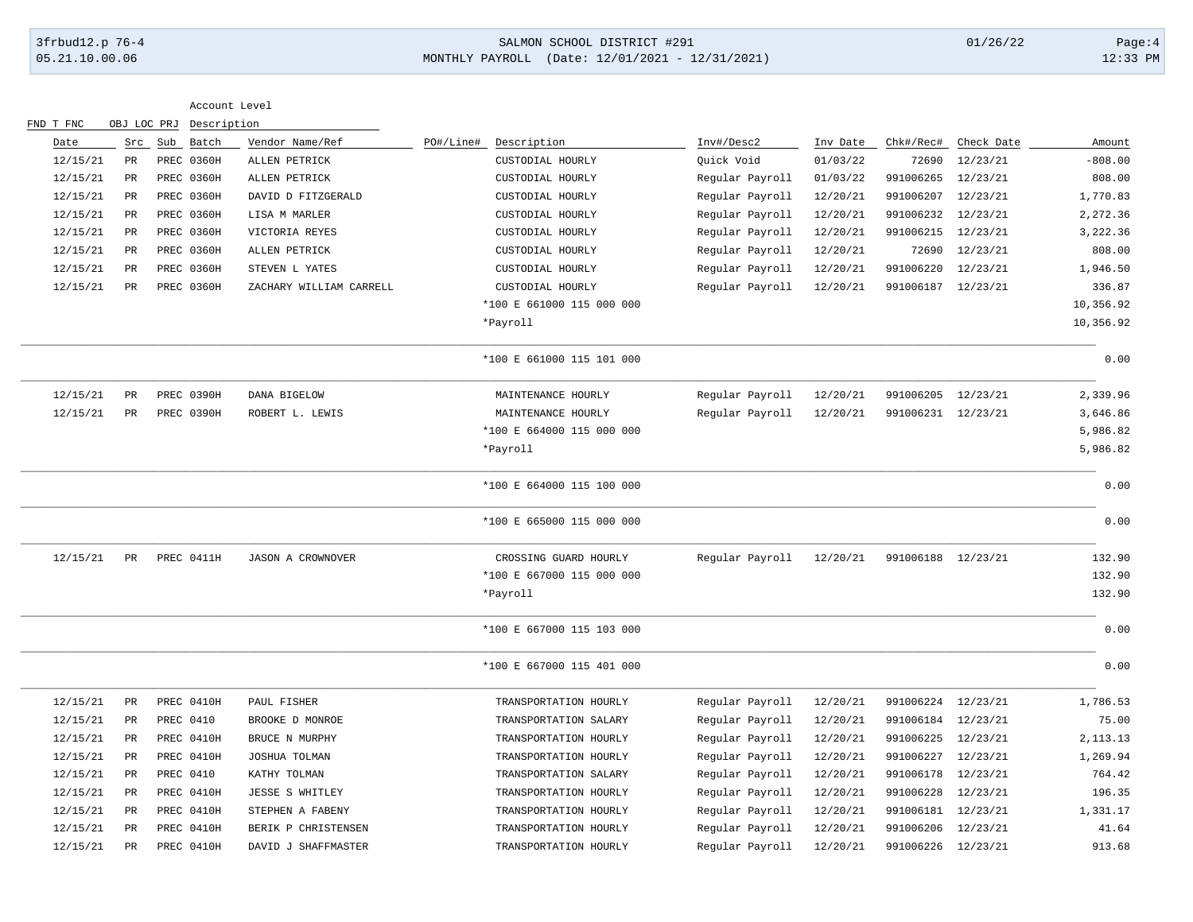| FND T FNC | OBJ LOC PRJ | Account Level Description | | | | | | | | | |
|---|---|---|---|---|---|---|---|---|---|---|---|
| Date | Src | Sub | Batch | Vendor Name/Ref | PO#/Line# | Description | Inv#/Desc2 | Inv Date | Chk#/Rec# | Check Date | Amount |
| 12/15/21 | PR | PREC | 0360H | ALLEN PETRICK | | CUSTODIAL HOURLY | Quick Void | 01/03/22 | 72690 | 12/23/21 | -808.00 |
| 12/15/21 | PR | PREC | 0360H | ALLEN PETRICK | | CUSTODIAL HOURLY | Regular Payroll | 01/03/22 | 991006265 | 12/23/21 | 808.00 |
| 12/15/21 | PR | PREC | 0360H | DAVID D FITZGERALD | | CUSTODIAL HOURLY | Regular Payroll | 12/20/21 | 991006207 | 12/23/21 | 1,770.83 |
| 12/15/21 | PR | PREC | 0360H | LISA M MARLER | | CUSTODIAL HOURLY | Regular Payroll | 12/20/21 | 991006232 | 12/23/21 | 2,272.36 |
| 12/15/21 | PR | PREC | 0360H | VICTORIA REYES | | CUSTODIAL HOURLY | Regular Payroll | 12/20/21 | 991006215 | 12/23/21 | 3,222.36 |
| 12/15/21 | PR | PREC | 0360H | ALLEN PETRICK | | CUSTODIAL HOURLY | Regular Payroll | 12/20/21 | 72690 | 12/23/21 | 808.00 |
| 12/15/21 | PR | PREC | 0360H | STEVEN L YATES | | CUSTODIAL HOURLY | Regular Payroll | 12/20/21 | 991006220 | 12/23/21 | 1,946.50 |
| 12/15/21 | PR | PREC | 0360H | ZACHARY WILLIAM CARRELL | | CUSTODIAL HOURLY | Regular Payroll | 12/20/21 | 991006187 | 12/23/21 | 336.87 |
| | | | | | | *100 E 661000 115 000 000 | | | | | 10,356.92 |
| | | | | | | *Payroll | | | | | 10,356.92 |
| | | | | | | *100 E 661000 115 101 000 | | | | | 0.00 |
| 12/15/21 | PR | PREC | 0390H | DANA BIGELOW | | MAINTENANCE HOURLY | Regular Payroll | 12/20/21 | 991006205 | 12/23/21 | 2,339.96 |
| 12/15/21 | PR | PREC | 0390H | ROBERT L. LEWIS | | MAINTENANCE HOURLY | Regular Payroll | 12/20/21 | 991006231 | 12/23/21 | 3,646.86 |
| | | | | | | *100 E 664000 115 000 000 | | | | | 5,986.82 |
| | | | | | | *Payroll | | | | | 5,986.82 |
| | | | | | | *100 E 664000 115 100 000 | | | | | 0.00 |
| | | | | | | *100 E 665000 115 000 000 | | | | | 0.00 |
| 12/15/21 | PR | PREC | 0411H | JASON A CROWNOVER | | CROSSING GUARD HOURLY | Regular Payroll | 12/20/21 | 991006188 | 12/23/21 | 132.90 |
| | | | | | | *100 E 667000 115 000 000 | | | | | 132.90 |
| | | | | | | *Payroll | | | | | 132.90 |
| | | | | | | *100 E 667000 115 103 000 | | | | | 0.00 |
| | | | | | | *100 E 667000 115 401 000 | | | | | 0.00 |
| 12/15/21 | PR | PREC | 0410H | PAUL FISHER | | TRANSPORTATION HOURLY | Regular Payroll | 12/20/21 | 991006224 | 12/23/21 | 1,786.53 |
| 12/15/21 | PR | PREC | 0410 | BROOKE D MONROE | | TRANSPORTATION SALARY | Regular Payroll | 12/20/21 | 991006184 | 12/23/21 | 75.00 |
| 12/15/21 | PR | PREC | 0410H | BRUCE N MURPHY | | TRANSPORTATION HOURLY | Regular Payroll | 12/20/21 | 991006225 | 12/23/21 | 2,113.13 |
| 12/15/21 | PR | PREC | 0410H | JOSHUA TOLMAN | | TRANSPORTATION HOURLY | Regular Payroll | 12/20/21 | 991006227 | 12/23/21 | 1,269.94 |
| 12/15/21 | PR | PREC | 0410 | KATHY TOLMAN | | TRANSPORTATION SALARY | Regular Payroll | 12/20/21 | 991006178 | 12/23/21 | 764.42 |
| 12/15/21 | PR | PREC | 0410H | JESSE S WHITLEY | | TRANSPORTATION HOURLY | Regular Payroll | 12/20/21 | 991006228 | 12/23/21 | 196.35 |
| 12/15/21 | PR | PREC | 0410H | STEPHEN A FABENY | | TRANSPORTATION HOURLY | Regular Payroll | 12/20/21 | 991006181 | 12/23/21 | 1,331.17 |
| 12/15/21 | PR | PREC | 0410H | BERIK P CHRISTENSEN | | TRANSPORTATION HOURLY | Regular Payroll | 12/20/21 | 991006206 | 12/23/21 | 41.64 |
| 12/15/21 | PR | PREC | 0410H | DAVID J SHAFFMASTER | | TRANSPORTATION HOURLY | Regular Payroll | 12/20/21 | 991006226 | 12/23/21 | 913.68 |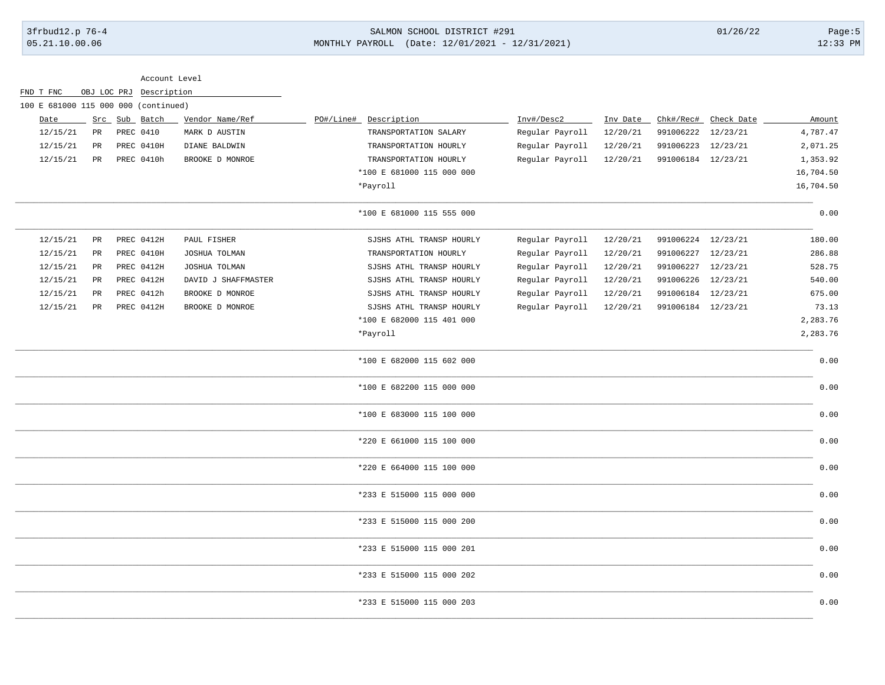Account Level

FND T FNC OBJ LOC PRJ Description

100 E 681000 115 000 000 (continued)

| Date | Src | Sub | Batch | Vendor Name/Ref | PO#/Line# | Description | Inv#/Desc2 | Inv Date | Chk#/Rec# | Check Date | Amount |
|---|---|---|---|---|---|---|---|---|---|---|---|
| 12/15/21 | PR | PREC | 0410 | MARK D AUSTIN | | TRANSPORTATION SALARY | Regular Payroll | 12/20/21 | 991006222 | 12/23/21 | 4,787.47 |
| 12/15/21 | PR | PREC | 0410H | DIANE BALDWIN | | TRANSPORTATION HOURLY | Regular Payroll | 12/20/21 | 991006223 | 12/23/21 | 2,071.25 |
| 12/15/21 | PR | PREC | 0410h | BROOKE D MONROE | | TRANSPORTATION HOURLY | Regular Payroll | 12/20/21 | 991006184 | 12/23/21 | 1,353.92 |
| | | | | | | *100 E 681000 115 000 000 | | | | | 16,704.50 |
| | | | | | | *Payroll | | | | | 16,704.50 |
| | | | | | | *100 E 681000 115 555 000 | | | | | 0.00 |
| 12/15/21 | PR | PREC | 0412H | PAUL FISHER | | SJSHS ATHL TRANSP HOURLY | Regular Payroll | 12/20/21 | 991006224 | 12/23/21 | 180.00 |
| 12/15/21 | PR | PREC | 0410H | JOSHUA TOLMAN | | TRANSPORTATION HOURLY | Regular Payroll | 12/20/21 | 991006227 | 12/23/21 | 286.88 |
| 12/15/21 | PR | PREC | 0412H | JOSHUA TOLMAN | | SJSHS ATHL TRANSP HOURLY | Regular Payroll | 12/20/21 | 991006227 | 12/23/21 | 528.75 |
| 12/15/21 | PR | PREC | 0412H | DAVID J SHAFFMASTER | | SJSHS ATHL TRANSP HOURLY | Regular Payroll | 12/20/21 | 991006226 | 12/23/21 | 540.00 |
| 12/15/21 | PR | PREC | 0412h | BROOKE D MONROE | | SJSHS ATHL TRANSP HOURLY | Regular Payroll | 12/20/21 | 991006184 | 12/23/21 | 675.00 |
| 12/15/21 | PR | PREC | 0412H | BROOKE D MONROE | | SJSHS ATHL TRANSP HOURLY | Regular Payroll | 12/20/21 | 991006184 | 12/23/21 | 73.13 |
| | | | | | | *100 E 682000 115 401 000 | | | | | 2,283.76 |
| | | | | | | *Payroll | | | | | 2,283.76 |
| | | | | | | *100 E 682000 115 602 000 | | | | | 0.00 |
| | | | | | | *100 E 682200 115 000 000 | | | | | 0.00 |
| | | | | | | *100 E 683000 115 100 000 | | | | | 0.00 |
| | | | | | | *220 E 661000 115 100 000 | | | | | 0.00 |
| | | | | | | *220 E 664000 115 100 000 | | | | | 0.00 |
| | | | | | | *233 E 515000 115 000 000 | | | | | 0.00 |
| | | | | | | *233 E 515000 115 000 200 | | | | | 0.00 |
| | | | | | | *233 E 515000 115 000 201 | | | | | 0.00 |
| | | | | | | *233 E 515000 115 000 202 | | | | | 0.00 |
| | | | | | | *233 E 515000 115 000 203 | | | | | 0.00 |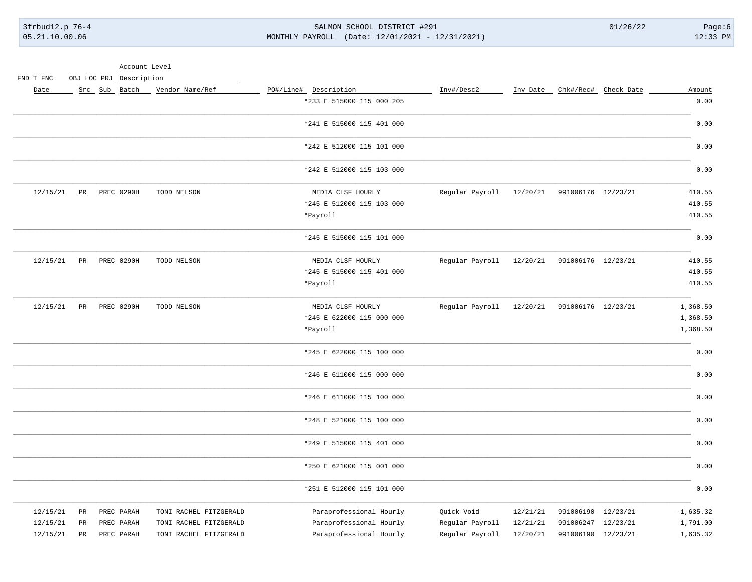| FND T FNC | OBJ LOC PRJ | Account Level Description | | | | | | | |
|---|---|---|---|---|---|---|---|---|---|
| Date | Src | Sub Batch | Vendor Name/Ref | PO#/Line# | Description | Inv#/Desc2 | Inv Date | Chk#/Rec# | Check Date | Amount |

| Date | Src | Sub Batch | Vendor Name/Ref | PO#/Line# | Description | Inv#/Desc2 | Inv Date | Chk#/Rec# | Check Date | Amount |
|---|---|---|---|---|---|---|---|---|---|---|
| | | | | | *233 E 515000 115 000 205 | | | | | 0.00 |
| | | | | | *241 E 515000 115 401 000 | | | | | 0.00 |
| | | | | | *242 E 512000 115 101 000 | | | | | 0.00 |
| | | | | | *242 E 512000 115 103 000 | | | | | 0.00 |
| 12/15/21 | PR | PREC 0290H | TODD NELSON | | MEDIA CLSF HOURLY | Regular Payroll | 12/20/21 | 991006176 | 12/23/21 | 410.55 |
| | | | | | *245 E 512000 115 103 000 | | | | | 410.55 |
| | | | | | *Payroll | | | | | 410.55 |
| | | | | | *245 E 515000 115 101 000 | | | | | 0.00 |
| 12/15/21 | PR | PREC 0290H | TODD NELSON | | MEDIA CLSF HOURLY | Regular Payroll | 12/20/21 | 991006176 | 12/23/21 | 410.55 |
| | | | | | *245 E 515000 115 401 000 | | | | | 410.55 |
| | | | | | *Payroll | | | | | 410.55 |
| 12/15/21 | PR | PREC 0290H | TODD NELSON | | MEDIA CLSF HOURLY | Regular Payroll | 12/20/21 | 991006176 | 12/23/21 | 1,368.50 |
| | | | | | *245 E 622000 115 000 000 | | | | | 1,368.50 |
| | | | | | *Payroll | | | | | 1,368.50 |
| | | | | | *245 E 622000 115 100 000 | | | | | 0.00 |
| | | | | | *246 E 611000 115 000 000 | | | | | 0.00 |
| | | | | | *246 E 611000 115 100 000 | | | | | 0.00 |
| | | | | | *248 E 521000 115 100 000 | | | | | 0.00 |
| | | | | | *249 E 515000 115 401 000 | | | | | 0.00 |
| | | | | | *250 E 621000 115 001 000 | | | | | 0.00 |
| | | | | | *251 E 512000 115 101 000 | | | | | 0.00 |
| 12/15/21 | PR | PREC PARAH | TONI RACHEL FITZGERALD | | Paraprofessional Hourly | Quick Void | 12/21/21 | 991006190 | 12/23/21 | -1,635.32 |
| 12/15/21 | PR | PREC PARAH | TONI RACHEL FITZGERALD | | Paraprofessional Hourly | Regular Payroll | 12/21/21 | 991006247 | 12/23/21 | 1,791.00 |
| 12/15/21 | PR | PREC PARAH | TONI RACHEL FITZGERALD | | Paraprofessional Hourly | Regular Payroll | 12/20/21 | 991006190 | 12/23/21 | 1,635.32 |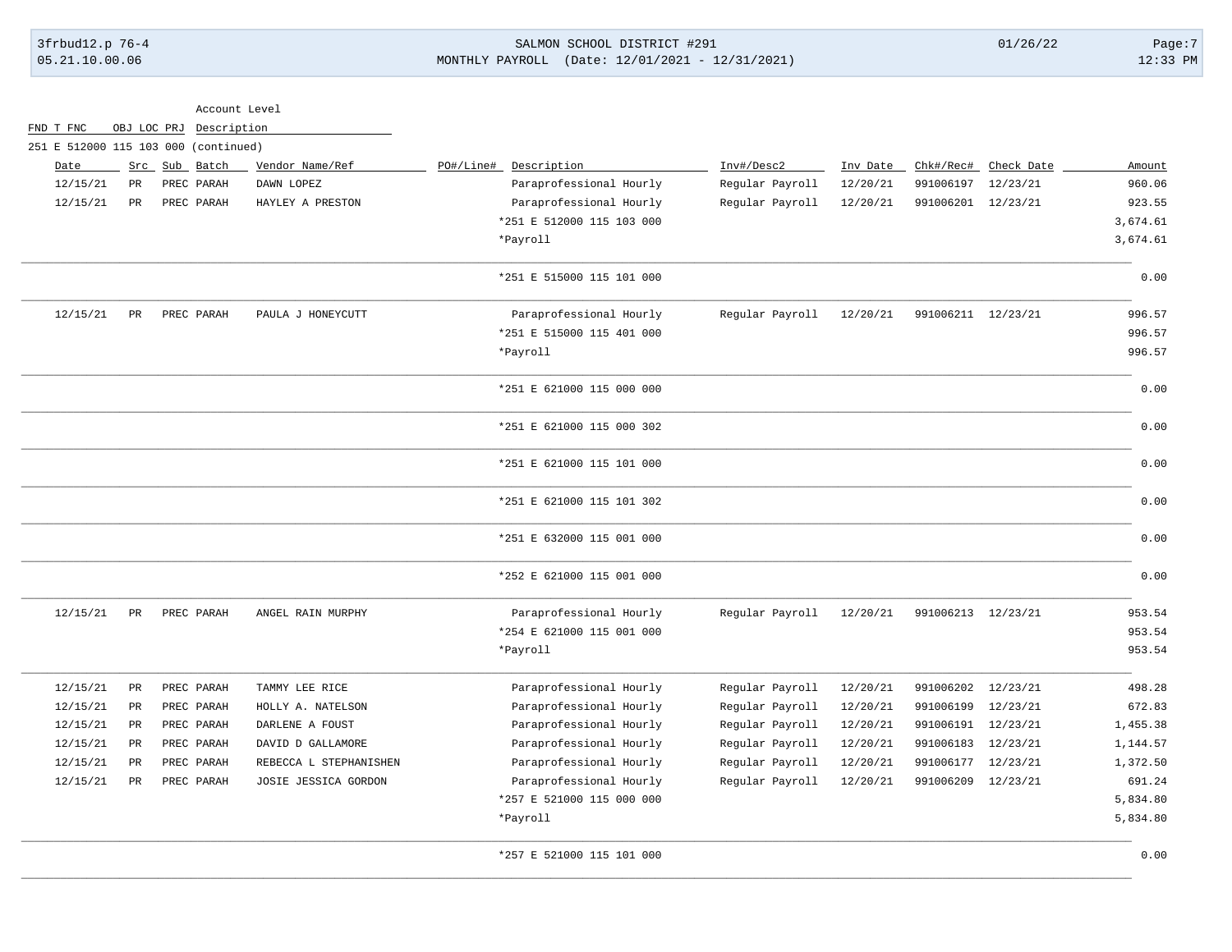| Account Level | |
|---|---|
| FND T FNC OBJ LOC PRJ | Description |
| 251 E 512000 115 103 000 (continued) | |

| Date | Src | Sub | Batch | Vendor Name/Ref | PO#/Line# | Description | Inv#/Desc2 | Inv Date | Chk#/Rec# | Check Date | Amount |
|---|---|---|---|---|---|---|---|---|---|---|---|
| 12/15/21 | PR | PREC | PARAH | DAWN LOPEZ | | Paraprofessional Hourly | Regular Payroll | 12/20/21 | 991006197 | 12/23/21 | 960.06 |
| 12/15/21 | PR | PREC | PARAH | HAYLEY A PRESTON | | Paraprofessional Hourly | Regular Payroll | 12/20/21 | 991006201 | 12/23/21 | 923.55 |
| | | | | | | *251 E 512000 115 103 000 | | | | | 3,674.61 |
| | | | | | | *Payroll | | | | | 3,674.61 |
| | | | | | | *251 E 515000 115 101 000 | | | | | 0.00 |
| 12/15/21 | PR | PREC | PARAH | PAULA J HONEYCUTT | | Paraprofessional Hourly | Regular Payroll | 12/20/21 | 991006211 | 12/23/21 | 996.57 |
| | | | | | | *251 E 515000 115 401 000 | | | | | 996.57 |
| | | | | | | *Payroll | | | | | 996.57 |
| | | | | | | *251 E 621000 115 000 000 | | | | | 0.00 |
| | | | | | | *251 E 621000 115 000 302 | | | | | 0.00 |
| | | | | | | *251 E 621000 115 101 000 | | | | | 0.00 |
| | | | | | | *251 E 621000 115 101 302 | | | | | 0.00 |
| | | | | | | *251 E 632000 115 001 000 | | | | | 0.00 |
| | | | | | | *252 E 621000 115 001 000 | | | | | 0.00 |
| 12/15/21 | PR | PREC | PARAH | ANGEL RAIN MURPHY | | Paraprofessional Hourly | Regular Payroll | 12/20/21 | 991006213 | 12/23/21 | 953.54 |
| | | | | | | *254 E 621000 115 001 000 | | | | | 953.54 |
| | | | | | | *Payroll | | | | | 953.54 |
| 12/15/21 | PR | PREC | PARAH | TAMMY LEE RICE | | Paraprofessional Hourly | Regular Payroll | 12/20/21 | 991006202 | 12/23/21 | 498.28 |
| 12/15/21 | PR | PREC | PARAH | HOLLY A. NATELSON | | Paraprofessional Hourly | Regular Payroll | 12/20/21 | 991006199 | 12/23/21 | 672.83 |
| 12/15/21 | PR | PREC | PARAH | DARLENE A FOUST | | Paraprofessional Hourly | Regular Payroll | 12/20/21 | 991006191 | 12/23/21 | 1,455.38 |
| 12/15/21 | PR | PREC | PARAH | DAVID D GALLAMORE | | Paraprofessional Hourly | Regular Payroll | 12/20/21 | 991006183 | 12/23/21 | 1,144.57 |
| 12/15/21 | PR | PREC | PARAH | REBECCA L STEPHANISHEN | | Paraprofessional Hourly | Regular Payroll | 12/20/21 | 991006177 | 12/23/21 | 1,372.50 |
| 12/15/21 | PR | PREC | PARAH | JOSIE JESSICA GORDON | | Paraprofessional Hourly | Regular Payroll | 12/20/21 | 991006209 | 12/23/21 | 691.24 |
| | | | | | | *257 E 521000 115 000 000 | | | | | 5,834.80 |
| | | | | | | *Payroll | | | | | 5,834.80 |
| | | | | | | *257 E 521000 115 101 000 | | | | | 0.00 |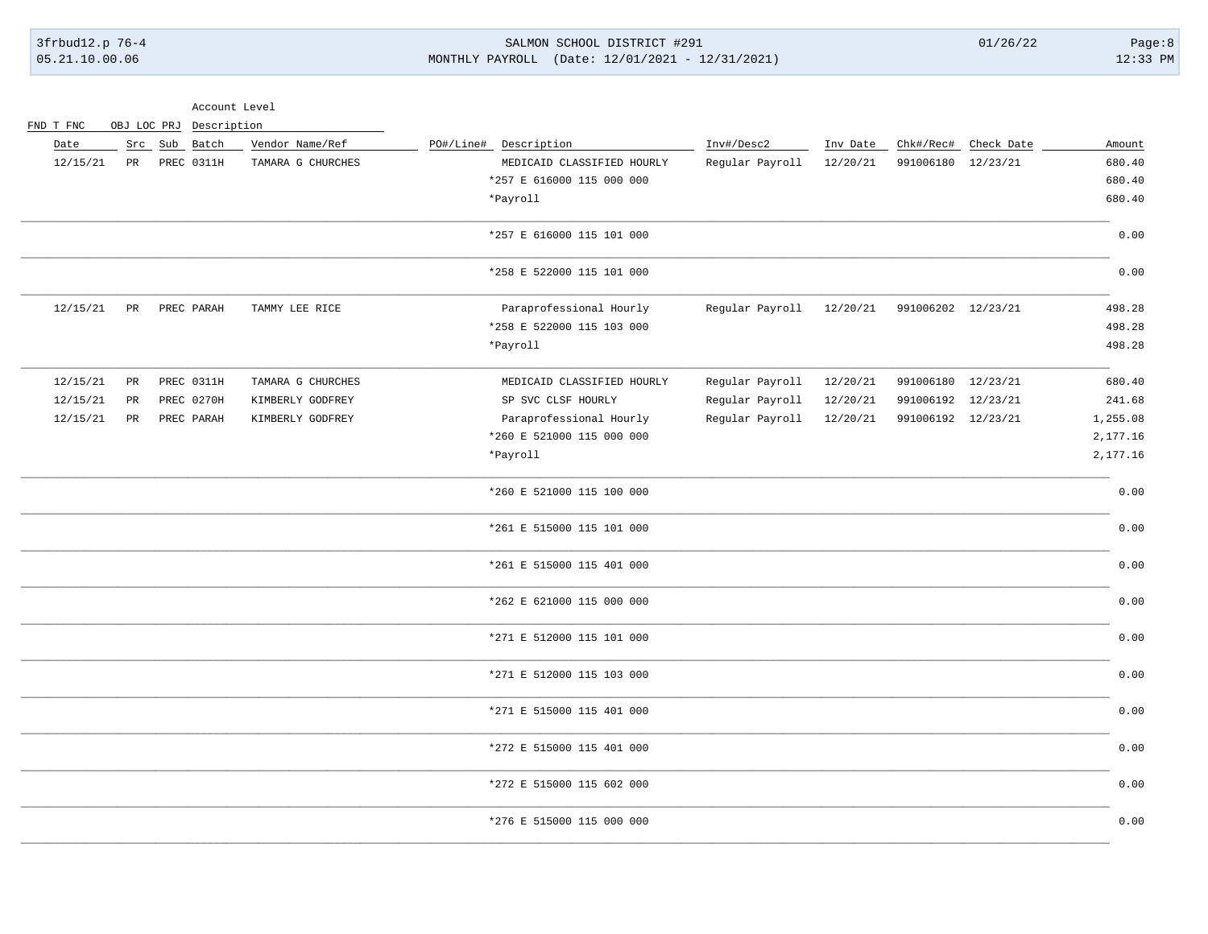| Date | Src | Sub | Batch | Vendor Name/Ref | PO#/Line# | Description | Inv#/Desc2 | Inv Date | Chk#/Rec# | Check Date | Amount |
|---|---|---|---|---|---|---|---|---|---|---|---|
| 12/15/21 | PR | PREC | 0311H | TAMARA G CHURCHES | | MEDICAID CLASSIFIED HOURLY | Regular Payroll | 12/20/21 | 991006180 | 12/23/21 | 680.40 |
| | | | | | | *257 E 616000 115 000 000 | | | | | 680.40 |
| | | | | | | *Payroll | | | | | 680.40 |
| | | | | | | *257 E 616000 115 101 000 | | | | | 0.00 |
| | | | | | | *258 E 522000 115 101 000 | | | | | 0.00 |
| 12/15/21 | PR | PREC | PARAH | TAMMY LEE RICE | | Paraprofessional Hourly | Regular Payroll | 12/20/21 | 991006202 | 12/23/21 | 498.28 |
| | | | | | | *258 E 522000 115 103 000 | | | | | 498.28 |
| | | | | | | *Payroll | | | | | 498.28 |
| 12/15/21 | PR | PREC | 0311H | TAMARA G CHURCHES | | MEDICAID CLASSIFIED HOURLY | Regular Payroll | 12/20/21 | 991006180 | 12/23/21 | 680.40 |
| 12/15/21 | PR | PREC | 0270H | KIMBERLY GODFREY | | SP SVC CLSF HOURLY | Regular Payroll | 12/20/21 | 991006192 | 12/23/21 | 241.68 |
| 12/15/21 | PR | PREC | PARAH | KIMBERLY GODFREY | | Paraprofessional Hourly | Regular Payroll | 12/20/21 | 991006192 | 12/23/21 | 1,255.08 |
| | | | | | | *260 E 521000 115 000 000 | | | | | 2,177.16 |
| | | | | | | *Payroll | | | | | 2,177.16 |
| | | | | | | *260 E 521000 115 100 000 | | | | | 0.00 |
| | | | | | | *261 E 515000 115 101 000 | | | | | 0.00 |
| | | | | | | *261 E 515000 115 401 000 | | | | | 0.00 |
| | | | | | | *262 E 621000 115 000 000 | | | | | 0.00 |
| | | | | | | *271 E 512000 115 101 000 | | | | | 0.00 |
| | | | | | | *271 E 512000 115 103 000 | | | | | 0.00 |
| | | | | | | *271 E 515000 115 401 000 | | | | | 0.00 |
| | | | | | | *272 E 515000 115 401 000 | | | | | 0.00 |
| | | | | | | *272 E 515000 115 602 000 | | | | | 0.00 |
| | | | | | | *276 E 515000 115 000 000 | | | | | 0.00 |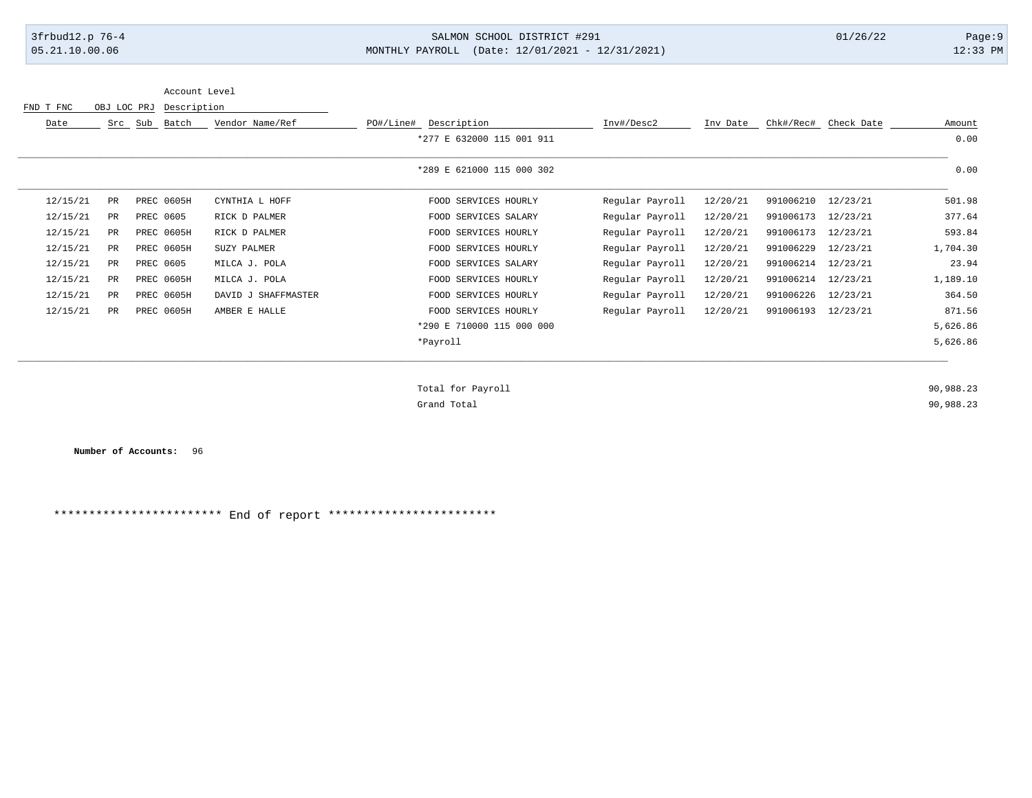| Date | Src | Sub | Batch | Vendor Name/Ref | PO#/Line# | Description | Inv#/Desc2 | Inv Date | Chk#/Rec# | Check Date | Amount |
|---|---|---|---|---|---|---|---|---|---|---|---|
| | | | | | | *277 E 632000 115 001 911 | | | | | 0.00 |
| | | | | | | *289 E 621000 115 000 302 | | | | | 0.00 |
| 12/15/21 | PR | PREC | 0605H | CYNTHIA L HOFF | | FOOD SERVICES HOURLY | Regular Payroll | 12/20/21 | 991006210 | 12/23/21 | 501.98 |
| 12/15/21 | PR | PREC | 0605 | RICK D PALMER | | FOOD SERVICES SALARY | Regular Payroll | 12/20/21 | 991006173 | 12/23/21 | 377.64 |
| 12/15/21 | PR | PREC | 0605H | RICK D PALMER | | FOOD SERVICES HOURLY | Regular Payroll | 12/20/21 | 991006173 | 12/23/21 | 593.84 |
| 12/15/21 | PR | PREC | 0605H | SUZY PALMER | | FOOD SERVICES HOURLY | Regular Payroll | 12/20/21 | 991006229 | 12/23/21 | 1,704.30 |
| 12/15/21 | PR | PREC | 0605 | MILCA J. POLA | | FOOD SERVICES SALARY | Regular Payroll | 12/20/21 | 991006214 | 12/23/21 | 23.94 |
| 12/15/21 | PR | PREC | 0605H | MILCA J. POLA | | FOOD SERVICES HOURLY | Regular Payroll | 12/20/21 | 991006214 | 12/23/21 | 1,189.10 |
| 12/15/21 | PR | PREC | 0605H | DAVID J SHAFFMASTER | | FOOD SERVICES HOURLY | Regular Payroll | 12/20/21 | 991006226 | 12/23/21 | 364.50 |
| 12/15/21 | PR | PREC | 0605H | AMBER E HALLE | | FOOD SERVICES HOURLY | Regular Payroll | 12/20/21 | 991006193 | 12/23/21 | 871.56 |
| | | | | | | *290 E 710000 115 000 000 | | | | | 5,626.86 |
| | | | | | | *Payroll | | | | | 5,626.86 |

Total for Payroll 90,988.23

Grand Total 90,988.23

**Number of Accounts:** 96

************************ End of report ************************